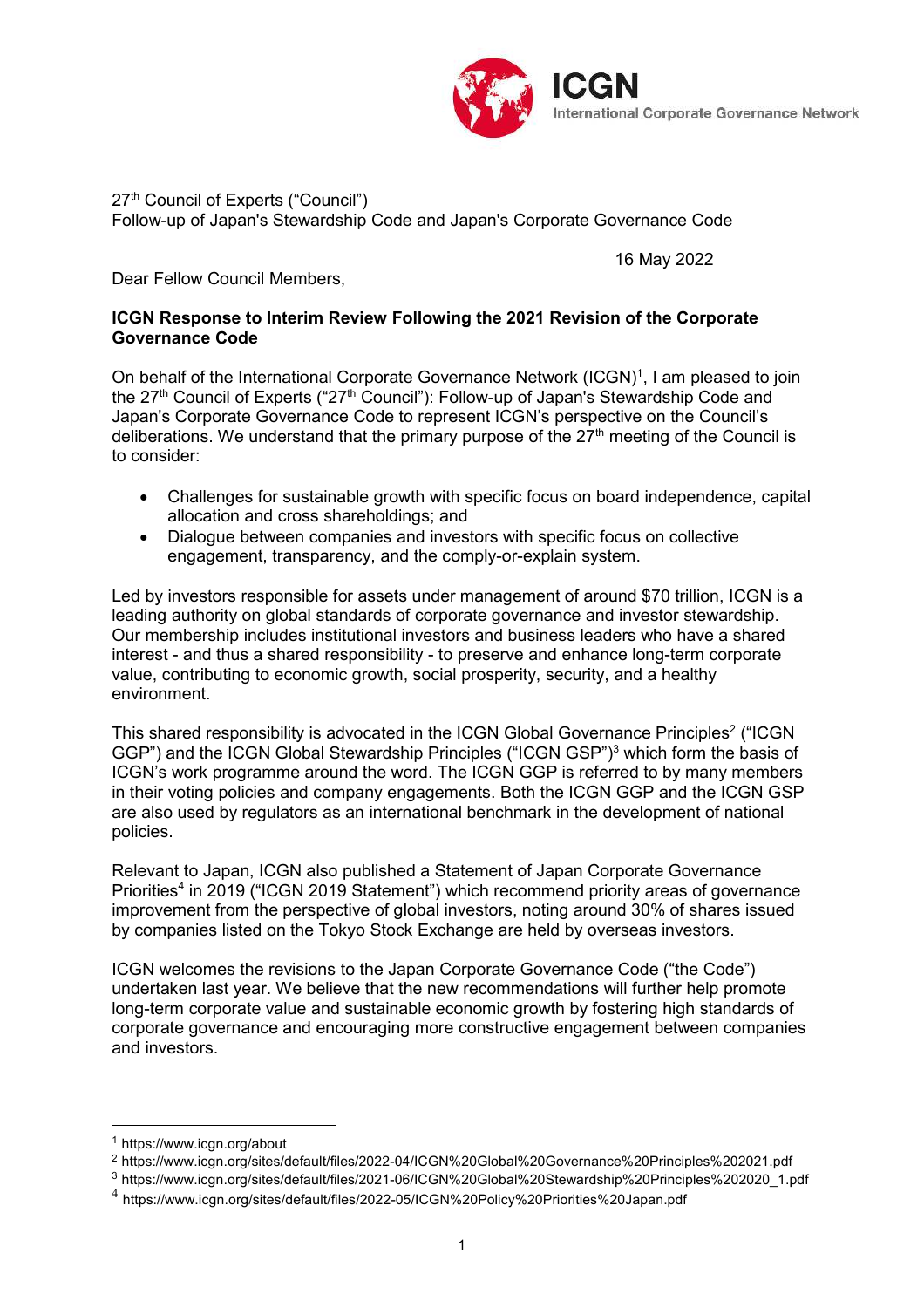ICGN
International Corporate Governance Network

27th Council of Experts ("Council")
Follow-up of Japan's Stewardship Code and Japan's Corporate Governance Code

16 May 2022

Dear Fellow Council Members,

**ICGN Response to Interim Review Following the 2021 Revision of the Corporate Governance Code**

On behalf of the International Corporate Governance Network (ICGN)[1], I am pleased to join the 27th Council of Experts ("27th Council"): Follow-up of Japan's Stewardship Code and Japan's Corporate Governance Code to represent ICGN's perspective on the Council's deliberations. We understand that the primary purpose of the 27th meeting of the Council is to consider:

- Challenges for sustainable growth with specific focus on board independence, capital allocation and cross shareholdings; and
- Dialogue between companies and investors with specific focus on collective engagement, transparency, and the comply-or-explain system.

Led by investors responsible for assets under management of around $70 trillion, ICGN is a leading authority on global standards of corporate governance and investor stewardship. Our membership includes institutional investors and business leaders who have a shared interest - and thus a shared responsibility - to preserve and enhance long-term corporate value, contributing to economic growth, social prosperity, security, and a healthy environment.

This shared responsibility is advocated in the ICGN Global Governance Principles[2] ("ICGN GGP") and the ICGN Global Stewardship Principles ("ICGN GSP")[3] which form the basis of ICGN's work programme around the word. The ICGN GGP is referred to by many members in their voting policies and company engagements. Both the ICGN GGP and the ICGN GSP are also used by regulators as an international benchmark in the development of national policies.

Relevant to Japan, ICGN also published a Statement of Japan Corporate Governance Priorities[4] in 2019 ("ICGN 2019 Statement") which recommend priority areas of governance improvement from the perspective of global investors, noting around 30% of shares issued by companies listed on the Tokyo Stock Exchange are held by overseas investors.

ICGN welcomes the revisions to the Japan Corporate Governance Code ("the Code") undertaken last year. We believe that the new recommendations will further help promote long-term corporate value and sustainable economic growth by fostering high standards of corporate governance and encouraging more constructive engagement between companies and investors.

---

[1] https://www.icgn.org/about

[2] https://www.icgn.org/sites/default/files/2022-04/ICGN%20Global%20Governance%20Principles%202021.pdf

[3] https://www.icgn.org/sites/default/files/2021-06/ICGN%20Global%20Stewardship%20Principles%202020_1.pdf

[4] https://www.icgn.org/sites/default/files/2022-05/ICGN%20Policy%20Priorities%20Japan.pdf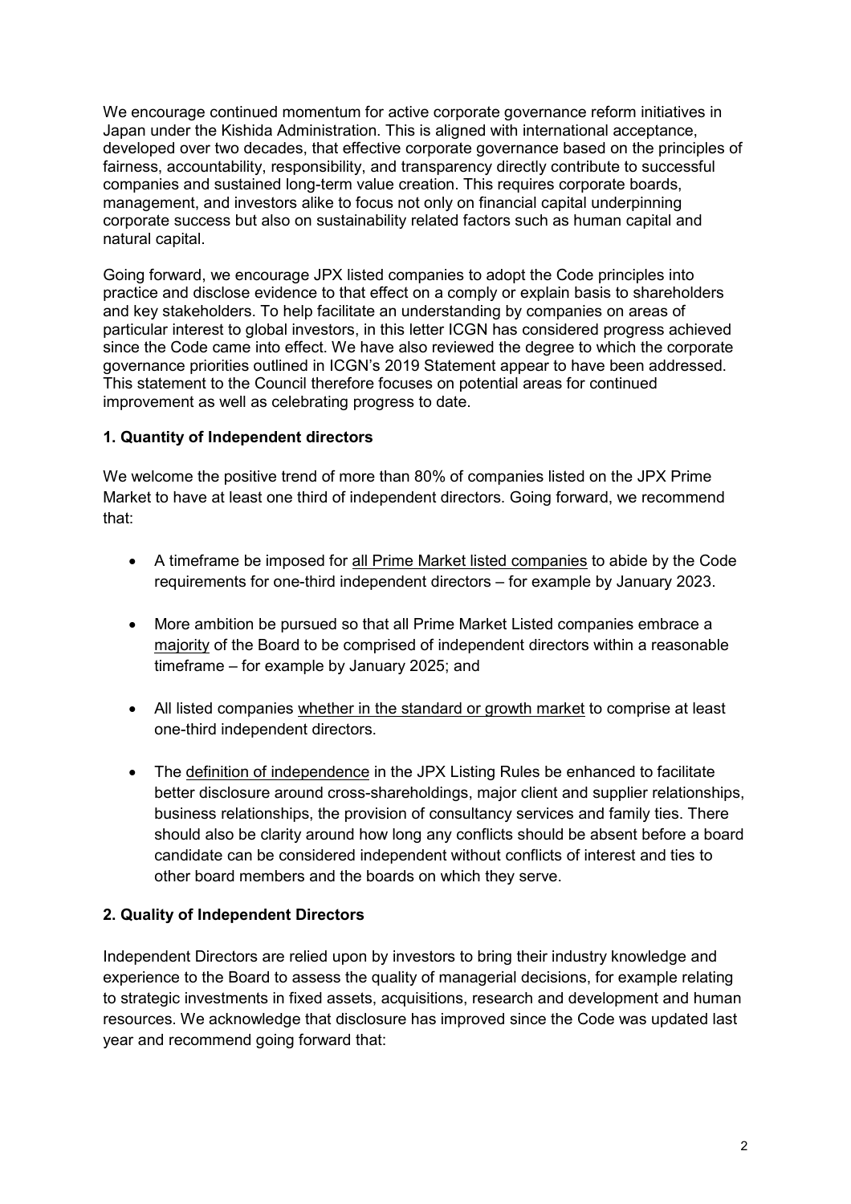We encourage continued momentum for active corporate governance reform initiatives in Japan under the Kishida Administration. This is aligned with international acceptance, developed over two decades, that effective corporate governance based on the principles of fairness, accountability, responsibility, and transparency directly contribute to successful companies and sustained long-term value creation. This requires corporate boards, management, and investors alike to focus not only on financial capital underpinning corporate success but also on sustainability related factors such as human capital and natural capital.

Going forward, we encourage JPX listed companies to adopt the Code principles into practice and disclose evidence to that effect on a comply or explain basis to shareholders and key stakeholders. To help facilitate an understanding by companies on areas of particular interest to global investors, in this letter ICGN has considered progress achieved since the Code came into effect. We have also reviewed the degree to which the corporate governance priorities outlined in ICGN's 2019 Statement appear to have been addressed. This statement to the Council therefore focuses on potential areas for continued improvement as well as celebrating progress to date.

### 1. Quantity of Independent directors

We welcome the positive trend of more than 80% of companies listed on the JPX Prime Market to have at least one third of independent directors. Going forward, we recommend that:

- A timeframe be imposed for all Prime Market listed companies to abide by the Code requirements for one-third independent directors – for example by January 2023.
- More ambition be pursued so that all Prime Market Listed companies embrace a majority of the Board to be comprised of independent directors within a reasonable timeframe – for example by January 2025; and
- All listed companies whether in the standard or growth market to comprise at least one-third independent directors.
- The definition of independence in the JPX Listing Rules be enhanced to facilitate better disclosure around cross-shareholdings, major client and supplier relationships, business relationships, the provision of consultancy services and family ties. There should also be clarity around how long any conflicts should be absent before a board candidate can be considered independent without conflicts of interest and ties to other board members and the boards on which they serve.

### 2. Quality of Independent Directors

Independent Directors are relied upon by investors to bring their industry knowledge and experience to the Board to assess the quality of managerial decisions, for example relating to strategic investments in fixed assets, acquisitions, research and development and human resources. We acknowledge that disclosure has improved since the Code was updated last year and recommend going forward that: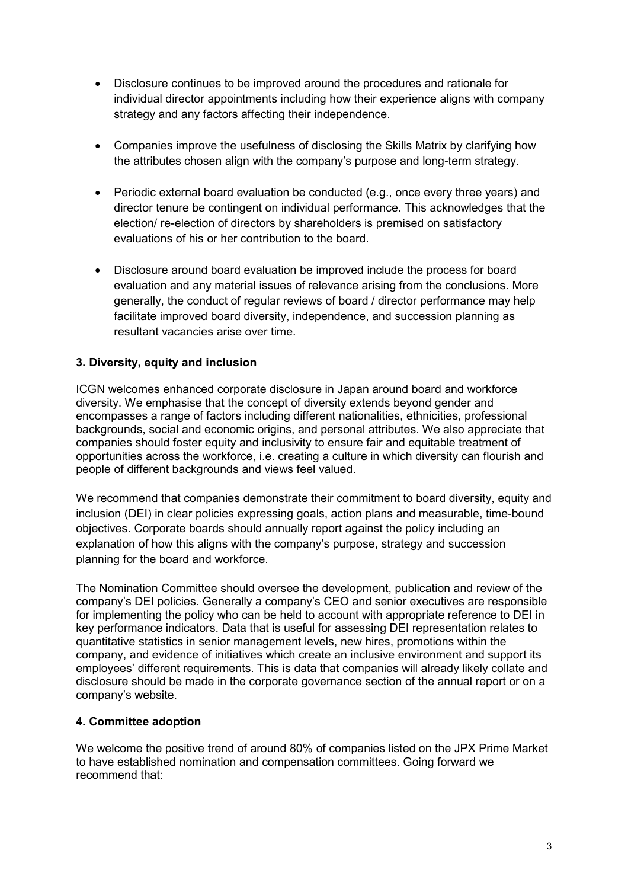- Disclosure continues to be improved around the procedures and rationale for individual director appointments including how their experience aligns with company strategy and any factors affecting their independence.

- Companies improve the usefulness of disclosing the Skills Matrix by clarifying how the attributes chosen align with the company's purpose and long-term strategy.

- Periodic external board evaluation be conducted (e.g., once every three years) and director tenure be contingent on individual performance. This acknowledges that the election/ re-election of directors by shareholders is premised on satisfactory evaluations of his or her contribution to the board.

- Disclosure around board evaluation be improved include the process for board evaluation and any material issues of relevance arising from the conclusions. More generally, the conduct of regular reviews of board / director performance may help facilitate improved board diversity, independence, and succession planning as resultant vacancies arise over time.

### 3. Diversity, equity and inclusion

ICGN welcomes enhanced corporate disclosure in Japan around board and workforce diversity. We emphasise that the concept of diversity extends beyond gender and encompasses a range of factors including different nationalities, ethnicities, professional backgrounds, social and economic origins, and personal attributes. We also appreciate that companies should foster equity and inclusivity to ensure fair and equitable treatment of opportunities across the workforce, i.e. creating a culture in which diversity can flourish and people of different backgrounds and views feel valued.

We recommend that companies demonstrate their commitment to board diversity, equity and inclusion (DEI) in clear policies expressing goals, action plans and measurable, time-bound objectives. Corporate boards should annually report against the policy including an explanation of how this aligns with the company's purpose, strategy and succession planning for the board and workforce.

The Nomination Committee should oversee the development, publication and review of the company's DEI policies. Generally a company's CEO and senior executives are responsible for implementing the policy who can be held to account with appropriate reference to DEI in key performance indicators. Data that is useful for assessing DEI representation relates to quantitative statistics in senior management levels, new hires, promotions within the company, and evidence of initiatives which create an inclusive environment and support its employees' different requirements. This is data that companies will already likely collate and disclosure should be made in the corporate governance section of the annual report or on a company's website.

### 4. Committee adoption

We welcome the positive trend of around 80% of companies listed on the JPX Prime Market to have established nomination and compensation committees. Going forward we recommend that: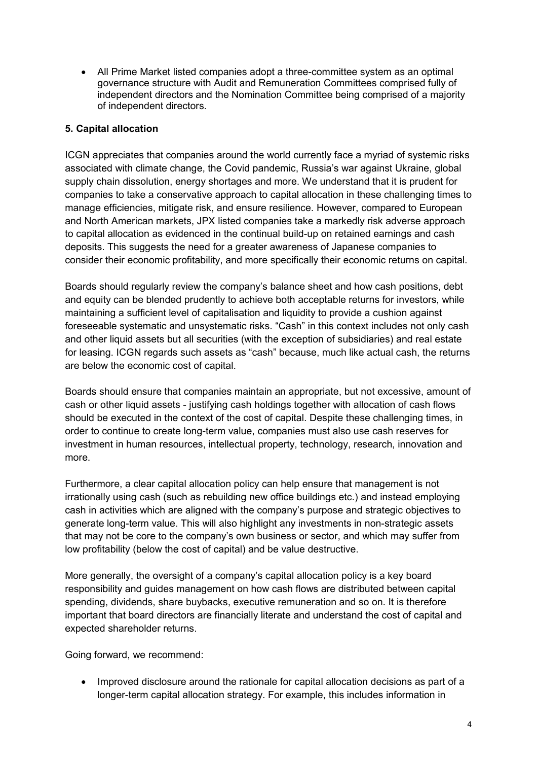- All Prime Market listed companies adopt a three-committee system as an optimal governance structure with Audit and Remuneration Committees comprised fully of independent directors and the Nomination Committee being comprised of a majority of independent directors.

## 5. Capital allocation

ICGN appreciates that companies around the world currently face a myriad of systemic risks associated with climate change, the Covid pandemic, Russia's war against Ukraine, global supply chain dissolution, energy shortages and more. We understand that it is prudent for companies to take a conservative approach to capital allocation in these challenging times to manage efficiencies, mitigate risk, and ensure resilience. However, compared to European and North American markets, JPX listed companies take a markedly risk adverse approach to capital allocation as evidenced in the continual build-up on retained earnings and cash deposits. This suggests the need for a greater awareness of Japanese companies to consider their economic profitability, and more specifically their economic returns on capital.

Boards should regularly review the company's balance sheet and how cash positions, debt and equity can be blended prudently to achieve both acceptable returns for investors, while maintaining a sufficient level of capitalisation and liquidity to provide a cushion against foreseeable systematic and unsystematic risks. "Cash" in this context includes not only cash and other liquid assets but all securities (with the exception of subsidiaries) and real estate for leasing. ICGN regards such assets as "cash" because, much like actual cash, the returns are below the economic cost of capital.

Boards should ensure that companies maintain an appropriate, but not excessive, amount of cash or other liquid assets - justifying cash holdings together with allocation of cash flows should be executed in the context of the cost of capital. Despite these challenging times, in order to continue to create long-term value, companies must also use cash reserves for investment in human resources, intellectual property, technology, research, innovation and more.

Furthermore, a clear capital allocation policy can help ensure that management is not irrationally using cash (such as rebuilding new office buildings etc.) and instead employing cash in activities which are aligned with the company's purpose and strategic objectives to generate long-term value. This will also highlight any investments in non-strategic assets that may not be core to the company's own business or sector, and which may suffer from low profitability (below the cost of capital) and be value destructive.

More generally, the oversight of a company's capital allocation policy is a key board responsibility and guides management on how cash flows are distributed between capital spending, dividends, share buybacks, executive remuneration and so on. It is therefore important that board directors are financially literate and understand the cost of capital and expected shareholder returns.

Going forward, we recommend:

- Improved disclosure around the rationale for capital allocation decisions as part of a longer-term capital allocation strategy. For example, this includes information in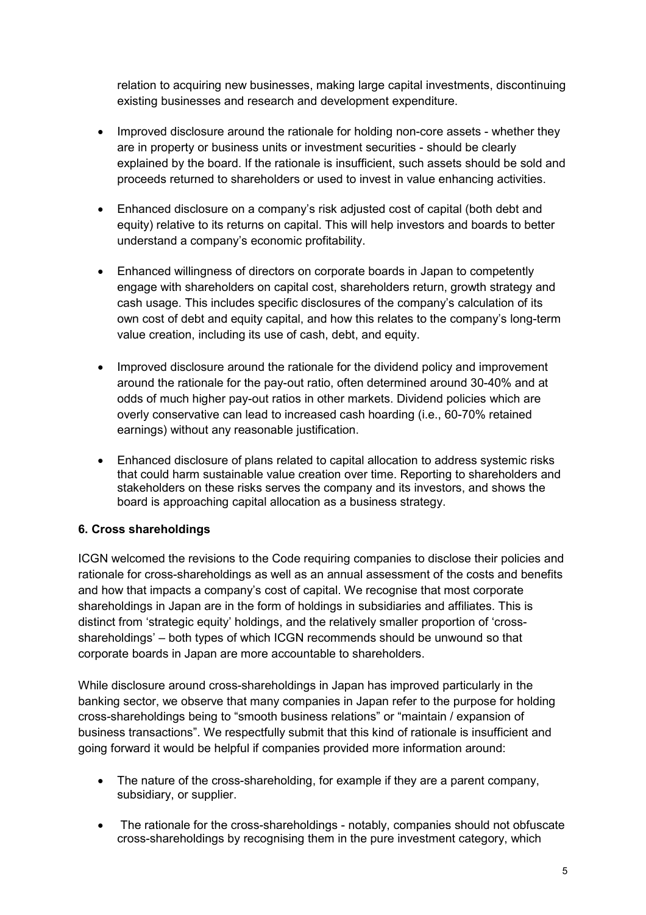relation to acquiring new businesses, making large capital investments, discontinuing existing businesses and research and development expenditure.

- Improved disclosure around the rationale for holding non-core assets - whether they are in property or business units or investment securities - should be clearly explained by the board. If the rationale is insufficient, such assets should be sold and proceeds returned to shareholders or used to invest in value enhancing activities.

- Enhanced disclosure on a company's risk adjusted cost of capital (both debt and equity) relative to its returns on capital. This will help investors and boards to better understand a company's economic profitability.

- Enhanced willingness of directors on corporate boards in Japan to competently engage with shareholders on capital cost, shareholders return, growth strategy and cash usage. This includes specific disclosures of the company's calculation of its own cost of debt and equity capital, and how this relates to the company's long-term value creation, including its use of cash, debt, and equity.

- Improved disclosure around the rationale for the dividend policy and improvement around the rationale for the pay-out ratio, often determined around 30-40% and at odds of much higher pay-out ratios in other markets. Dividend policies which are overly conservative can lead to increased cash hoarding (i.e., 60-70% retained earnings) without any reasonable justification.

- Enhanced disclosure of plans related to capital allocation to address systemic risks that could harm sustainable value creation over time. Reporting to shareholders and stakeholders on these risks serves the company and its investors, and shows the board is approaching capital allocation as a business strategy.

**6. Cross shareholdings**

ICGN welcomed the revisions to the Code requiring companies to disclose their policies and rationale for cross-shareholdings as well as an annual assessment of the costs and benefits and how that impacts a company's cost of capital. We recognise that most corporate shareholdings in Japan are in the form of holdings in subsidiaries and affiliates. This is distinct from 'strategic equity' holdings, and the relatively smaller proportion of 'cross-shareholdings' – both types of which ICGN recommends should be unwound so that corporate boards in Japan are more accountable to shareholders.

While disclosure around cross-shareholdings in Japan has improved particularly in the banking sector, we observe that many companies in Japan refer to the purpose for holding cross-shareholdings being to "smooth business relations" or "maintain / expansion of business transactions". We respectfully submit that this kind of rationale is insufficient and going forward it would be helpful if companies provided more information around:

- The nature of the cross-shareholding, for example if they are a parent company, subsidiary, or supplier.

- The rationale for the cross-shareholdings - notably, companies should not obfuscate cross-shareholdings by recognising them in the pure investment category, which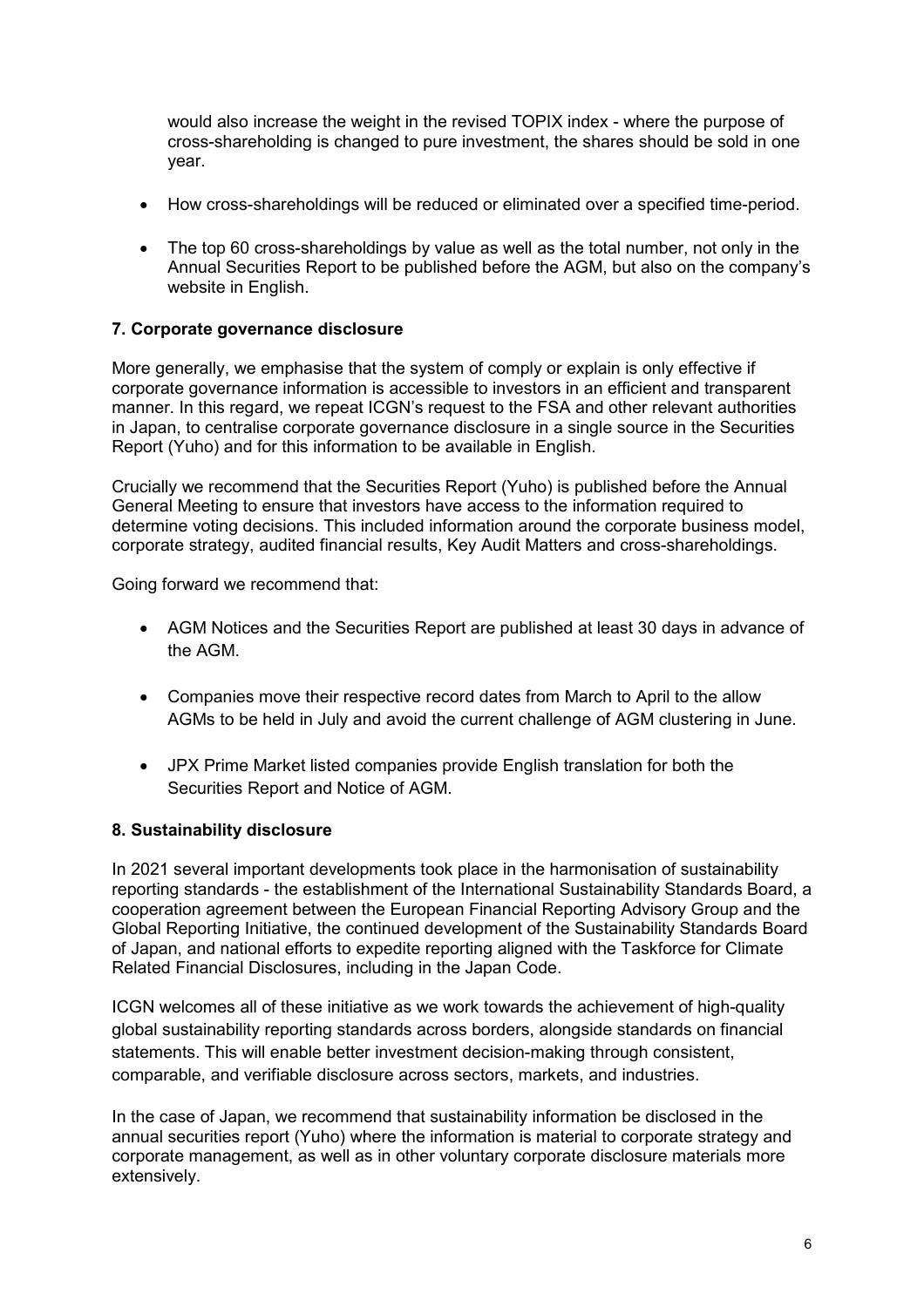would also increase the weight in the revised TOPIX index - where the purpose of cross-shareholding is changed to pure investment, the shares should be sold in one year.

- How cross-shareholdings will be reduced or eliminated over a specified time-period.
- The top 60 cross-shareholdings by value as well as the total number, not only in the Annual Securities Report to be published before the AGM, but also on the company's website in English.

### 7. Corporate governance disclosure

More generally, we emphasise that the system of comply or explain is only effective if corporate governance information is accessible to investors in an efficient and transparent manner. In this regard, we repeat ICGN's request to the FSA and other relevant authorities in Japan, to centralise corporate governance disclosure in a single source in the Securities Report (Yuho) and for this information to be available in English.

Crucially we recommend that the Securities Report (Yuho) is published before the Annual General Meeting to ensure that investors have access to the information required to determine voting decisions. This included information around the corporate business model, corporate strategy, audited financial results, Key Audit Matters and cross-shareholdings.

Going forward we recommend that:

- AGM Notices and the Securities Report are published at least 30 days in advance of the AGM.
- Companies move their respective record dates from March to April to the allow AGMs to be held in July and avoid the current challenge of AGM clustering in June.
- JPX Prime Market listed companies provide English translation for both the Securities Report and Notice of AGM.

### 8. Sustainability disclosure

In 2021 several important developments took place in the harmonisation of sustainability reporting standards - the establishment of the International Sustainability Standards Board, a cooperation agreement between the European Financial Reporting Advisory Group and the Global Reporting Initiative, the continued development of the Sustainability Standards Board of Japan, and national efforts to expedite reporting aligned with the Taskforce for Climate Related Financial Disclosures, including in the Japan Code.

ICGN welcomes all of these initiative as we work towards the achievement of high-quality global sustainability reporting standards across borders, alongside standards on financial statements. This will enable better investment decision-making through consistent, comparable, and verifiable disclosure across sectors, markets, and industries.

In the case of Japan, we recommend that sustainability information be disclosed in the annual securities report (Yuho) where the information is material to corporate strategy and corporate management, as well as in other voluntary corporate disclosure materials more extensively.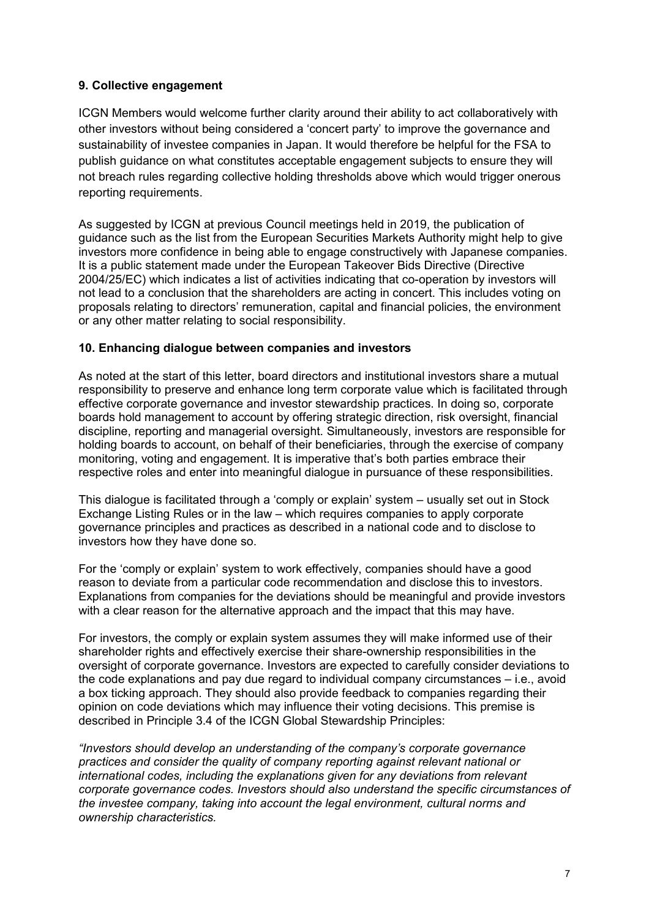**9. Collective engagement**

ICGN Members would welcome further clarity around their ability to act collaboratively with other investors without being considered a 'concert party' to improve the governance and sustainability of investee companies in Japan. It would therefore be helpful for the FSA to publish guidance on what constitutes acceptable engagement subjects to ensure they will not breach rules regarding collective holding thresholds above which would trigger onerous reporting requirements.

As suggested by ICGN at previous Council meetings held in 2019, the publication of guidance such as the list from the European Securities Markets Authority might help to give investors more confidence in being able to engage constructively with Japanese companies. It is a public statement made under the European Takeover Bids Directive (Directive 2004/25/EC) which indicates a list of activities indicating that co-operation by investors will not lead to a conclusion that the shareholders are acting in concert. This includes voting on proposals relating to directors' remuneration, capital and financial policies, the environment or any other matter relating to social responsibility.

**10. Enhancing dialogue between companies and investors**

As noted at the start of this letter, board directors and institutional investors share a mutual responsibility to preserve and enhance long term corporate value which is facilitated through effective corporate governance and investor stewardship practices. In doing so, corporate boards hold management to account by offering strategic direction, risk oversight, financial discipline, reporting and managerial oversight. Simultaneously, investors are responsible for holding boards to account, on behalf of their beneficiaries, through the exercise of company monitoring, voting and engagement. It is imperative that's both parties embrace their respective roles and enter into meaningful dialogue in pursuance of these responsibilities.

This dialogue is facilitated through a 'comply or explain' system – usually set out in Stock Exchange Listing Rules or in the law – which requires companies to apply corporate governance principles and practices as described in a national code and to disclose to investors how they have done so.

For the 'comply or explain' system to work effectively, companies should have a good reason to deviate from a particular code recommendation and disclose this to investors. Explanations from companies for the deviations should be meaningful and provide investors with a clear reason for the alternative approach and the impact that this may have.

For investors, the comply or explain system assumes they will make informed use of their shareholder rights and effectively exercise their share-ownership responsibilities in the oversight of corporate governance. Investors are expected to carefully consider deviations to the code explanations and pay due regard to individual company circumstances – i.e., avoid a box ticking approach. They should also provide feedback to companies regarding their opinion on code deviations which may influence their voting decisions. This premise is described in Principle 3.4 of the ICGN Global Stewardship Principles:

*"Investors should develop an understanding of the company's corporate governance practices and consider the quality of company reporting against relevant national or international codes, including the explanations given for any deviations from relevant corporate governance codes. Investors should also understand the specific circumstances of the investee company, taking into account the legal environment, cultural norms and ownership characteristics.*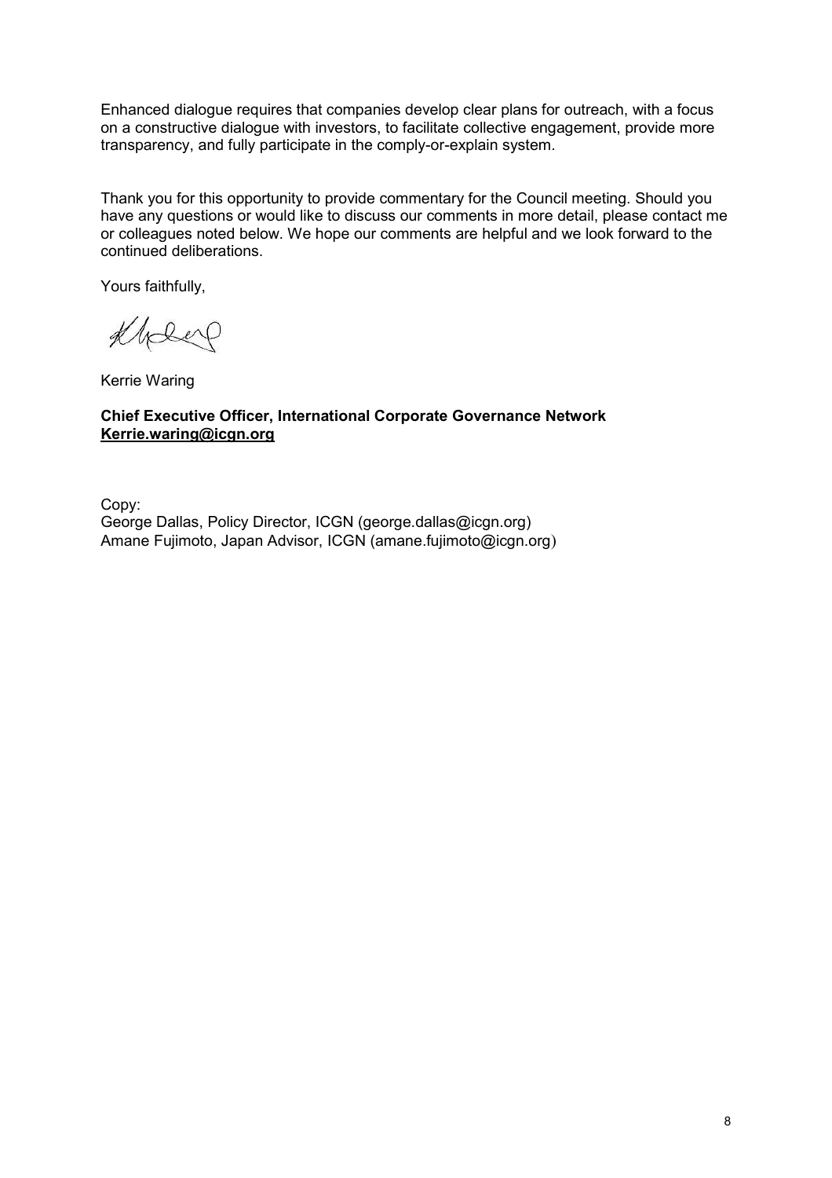Enhanced dialogue requires that companies develop clear plans for outreach, with a focus on a constructive dialogue with investors, to facilitate collective engagement, provide more transparency, and fully participate in the comply-or-explain system.

Thank you for this opportunity to provide commentary for the Council meeting. Should you have any questions or would like to discuss our comments in more detail, please contact me or colleagues noted below. We hope our comments are helpful and we look forward to the continued deliberations.

Yours faithfully,

Kerrie Waring

**Chief Executive Officer, International Corporate Governance Network**
**Kerrie.waring@icgn.org**

Copy:
George Dallas, Policy Director, ICGN (george.dallas@icgn.org)
Amane Fujimoto, Japan Advisor, ICGN (amane.fujimoto@icgn.org)